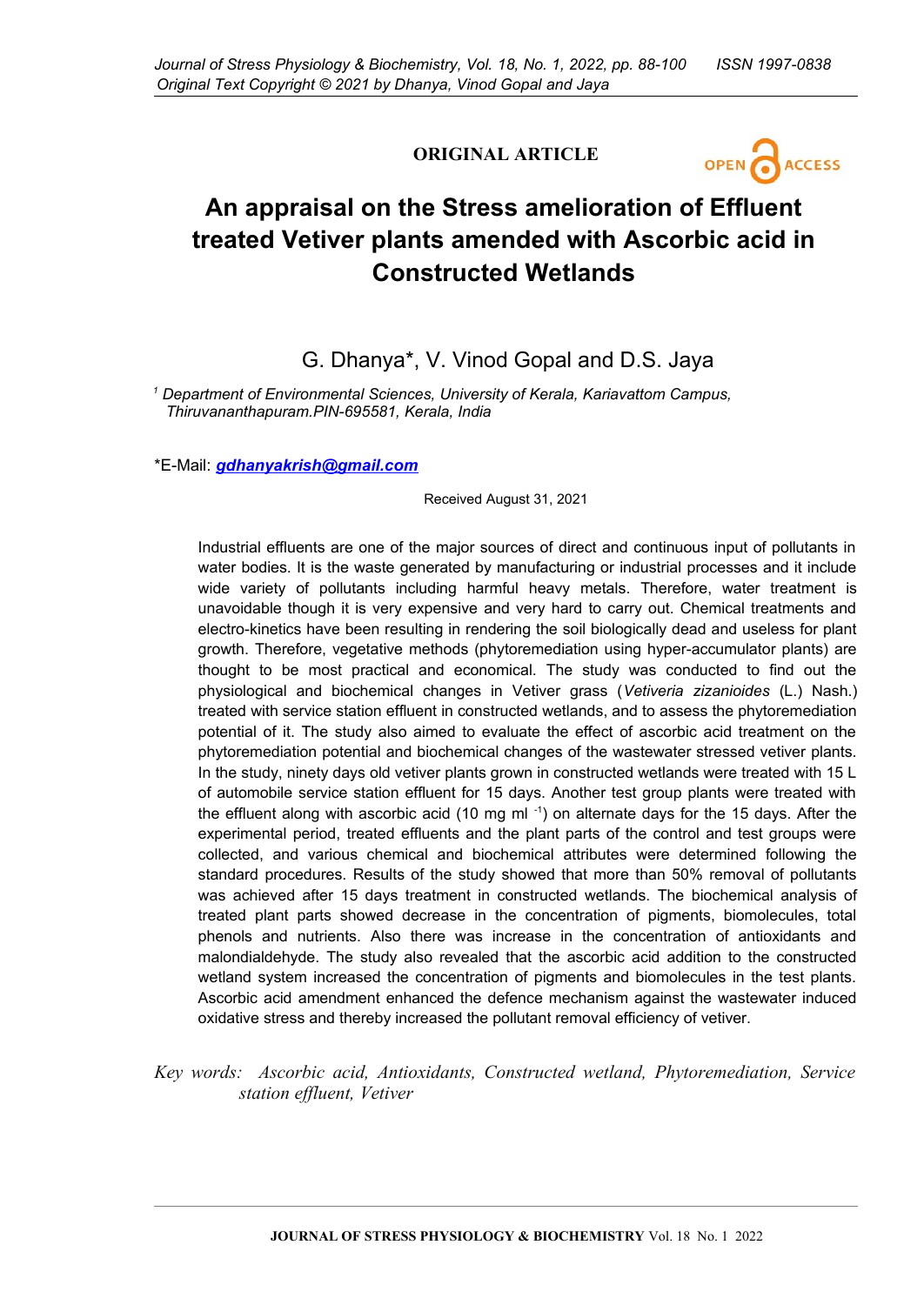**ORIGINAL ARTICLE**

# An appraisal on the Stress amelioration of Effluent treated Vetiver plants amended with Ascorbic acid in Constructed Wetlands

G. Dhanya*, V. Vinod Gopal and D.S. Jaya

[1] *Department of Environmental Sciences, University of Kerala, Kariavattom Campus, Thiruvananthapuram.PIN-695581, Kerala, India*

*E-Mail: *gdhanyakrish@gmail.com*

Received August 31, 2021

Industrial effluents are one of the major sources of direct and continuous input of pollutants in water bodies. It is the waste generated by manufacturing or industrial processes and it include wide variety of pollutants including harmful heavy metals. Therefore, water treatment is unavoidable though it is very expensive and very hard to carry out. Chemical treatments and electro-kinetics have been resulting in rendering the soil biologically dead and useless for plant growth. Therefore, vegetative methods (phytoremediation using hyper-accumulator plants) are thought to be most practical and economical. The study was conducted to find out the physiological and biochemical changes in Vetiver grass (*Vetiveria zizanioides* (L.) Nash.) treated with service station effluent in constructed wetlands, and to assess the phytoremediation potential of it. The study also aimed to evaluate the effect of ascorbic acid treatment on the phytoremediation potential and biochemical changes of the wastewater stressed vetiver plants. In the study, ninety days old vetiver plants grown in constructed wetlands were treated with 15 L of automobile service station effluent for 15 days. Another test group plants were treated with the effluent along with ascorbic acid (10 mg ml $^{-1}$) on alternate days for the 15 days. After the experimental period, treated effluents and the plant parts of the control and test groups were collected, and various chemical and biochemical attributes were determined following the standard procedures. Results of the study showed that more than 50% removal of pollutants was achieved after 15 days treatment in constructed wetlands. The biochemical analysis of treated plant parts showed decrease in the concentration of pigments, biomolecules, total phenols and nutrients. Also there was increase in the concentration of antioxidants and malondialdehyde. The study also revealed that the ascorbic acid addition to the constructed wetland system increased the concentration of pigments and biomolecules in the test plants. Ascorbic acid amendment enhanced the defence mechanism against the wastewater induced oxidative stress and thereby increased the pollutant removal efficiency of vetiver.

*Key words: Ascorbic acid, Antioxidants, Constructed wetland, Phytoremediation, Service station effluent, Vetiver*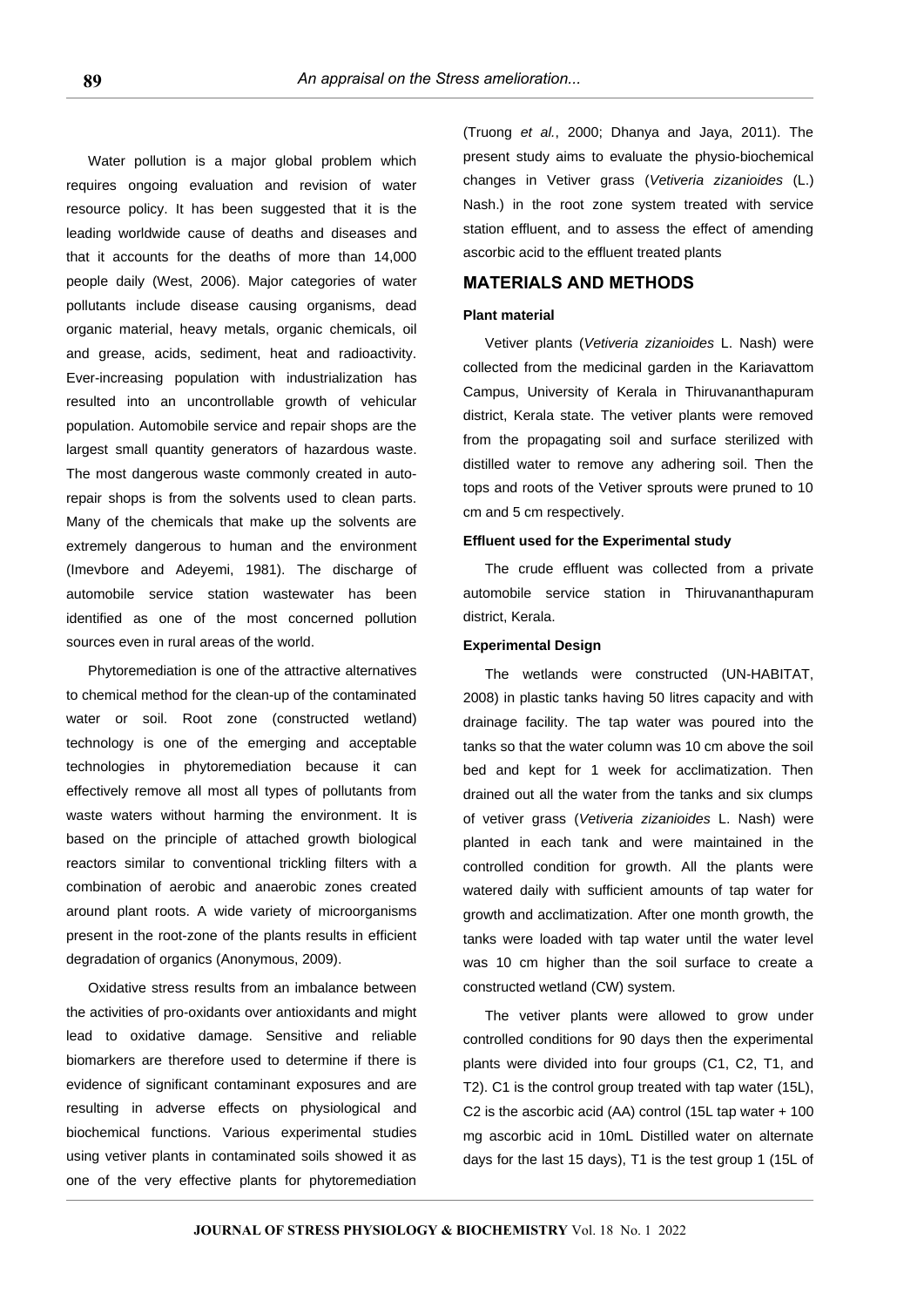Water pollution is a major global problem which requires ongoing evaluation and revision of water resource policy. It has been suggested that it is the leading worldwide cause of deaths and diseases and that it accounts for the deaths of more than 14,000 people daily (West, 2006). Major categories of water pollutants include disease causing organisms, dead organic material, heavy metals, organic chemicals, oil and grease, acids, sediment, heat and radioactivity. Ever-increasing population with industrialization has resulted into an uncontrollable growth of vehicular population. Automobile service and repair shops are the largest small quantity generators of hazardous waste. The most dangerous waste commonly created in auto-repair shops is from the solvents used to clean parts. Many of the chemicals that make up the solvents are extremely dangerous to human and the environment (Imevbore and Adeyemi, 1981). The discharge of automobile service station wastewater has been identified as one of the most concerned pollution sources even in rural areas of the world.

Phytoremediation is one of the attractive alternatives to chemical method for the clean-up of the contaminated water or soil. Root zone (constructed wetland) technology is one of the emerging and acceptable technologies in phytoremediation because it can effectively remove all most all types of pollutants from waste waters without harming the environment. It is based on the principle of attached growth biological reactors similar to conventional trickling filters with a combination of aerobic and anaerobic zones created around plant roots. A wide variety of microorganisms present in the root-zone of the plants results in efficient degradation of organics (Anonymous, 2009).

Oxidative stress results from an imbalance between the activities of pro-oxidants over antioxidants and might lead to oxidative damage. Sensitive and reliable biomarkers are therefore used to determine if there is evidence of significant contaminant exposures and are resulting in adverse effects on physiological and biochemical functions. Various experimental studies using vetiver plants in contaminated soils showed it as one of the very effective plants for phytoremediation (Truong *et al.*, 2000; Dhanya and Jaya, 2011). The present study aims to evaluate the physio-biochemical changes in Vetiver grass (*Vetiveria zizanioides* (L.) Nash.) in the root zone system treated with service station effluent, and to assess the effect of amending ascorbic acid to the effluent treated plants

## MATERIALS AND METHODS

### Plant material

Vetiver plants (*Vetiveria zizanioides* L. Nash) were collected from the medicinal garden in the Kariavattom Campus, University of Kerala in Thiruvananthapuram district, Kerala state. The vetiver plants were removed from the propagating soil and surface sterilized with distilled water to remove any adhering soil. Then the tops and roots of the Vetiver sprouts were pruned to 10 cm and 5 cm respectively.

### Effluent used for the Experimental study

The crude effluent was collected from a private automobile service station in Thiruvananthapuram district, Kerala.

### Experimental Design

The wetlands were constructed (UN-HABITAT, 2008) in plastic tanks having 50 litres capacity and with drainage facility. The tap water was poured into the tanks so that the water column was 10 cm above the soil bed and kept for 1 week for acclimatization. Then drained out all the water from the tanks and six clumps of vetiver grass (*Vetiveria zizanioides* L. Nash) were planted in each tank and were maintained in the controlled condition for growth. All the plants were watered daily with sufficient amounts of tap water for growth and acclimatization. After one month growth, the tanks were loaded with tap water until the water level was 10 cm higher than the soil surface to create a constructed wetland (CW) system.

The vetiver plants were allowed to grow under controlled conditions for 90 days then the experimental plants were divided into four groups (C1, C2, T1, and T2). C1 is the control group treated with tap water (15L), C2 is the ascorbic acid (AA) control (15L tap water + 100 mg ascorbic acid in 10mL Distilled water on alternate days for the last 15 days), T1 is the test group 1 (15L of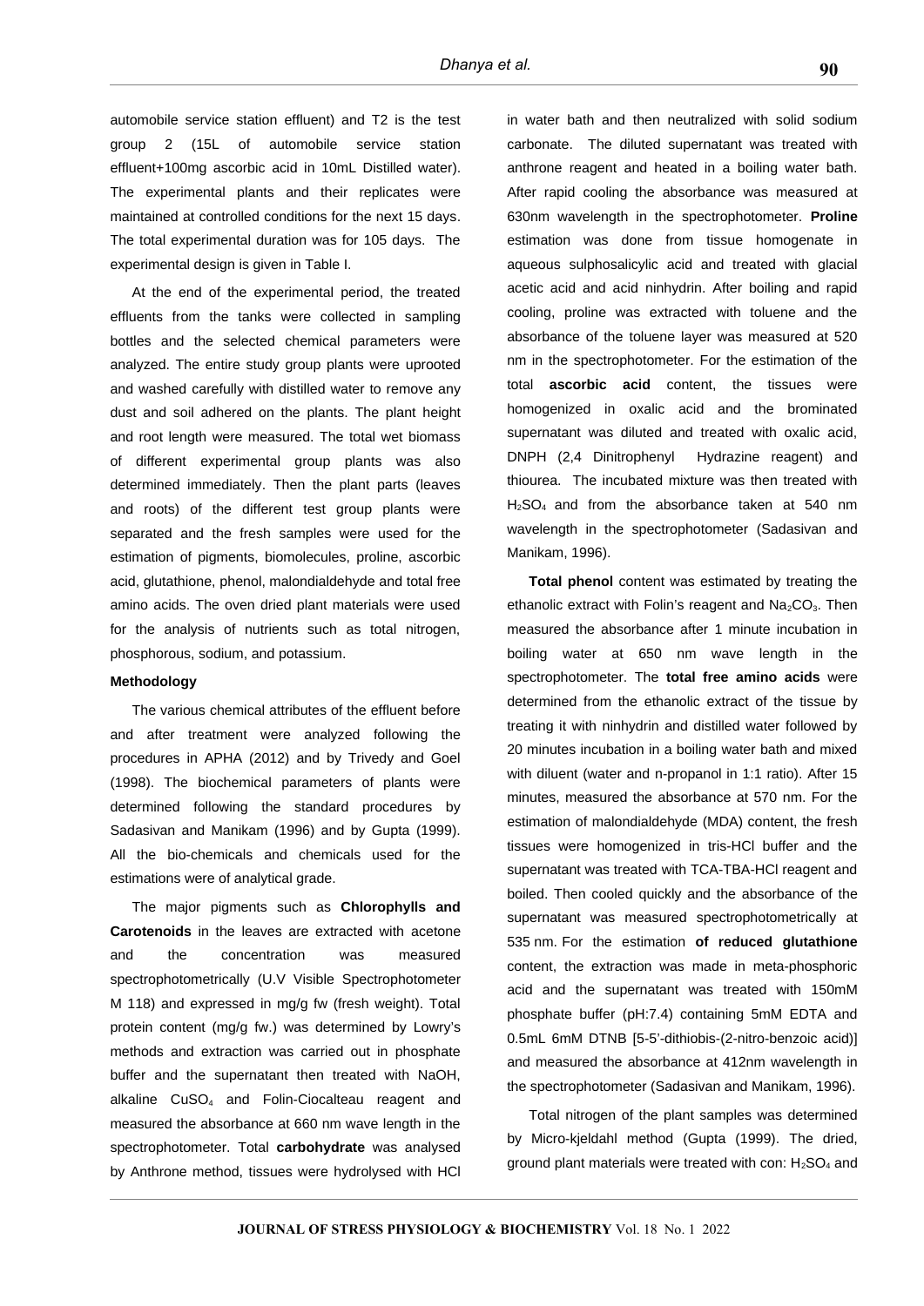automobile service station effluent) and T2 is the test group 2 (15L of automobile service station effluent+100mg ascorbic acid in 10mL Distilled water). The experimental plants and their replicates were maintained at controlled conditions for the next 15 days. The total experimental duration was for 105 days. The experimental design is given in Table I.

At the end of the experimental period, the treated effluents from the tanks were collected in sampling bottles and the selected chemical parameters were analyzed. The entire study group plants were uprooted and washed carefully with distilled water to remove any dust and soil adhered on the plants. The plant height and root length were measured. The total wet biomass of different experimental group plants was also determined immediately. Then the plant parts (leaves and roots) of the different test group plants were separated and the fresh samples were used for the estimation of pigments, biomolecules, proline, ascorbic acid, glutathione, phenol, malondialdehyde and total free amino acids. The oven dried plant materials were used for the analysis of nutrients such as total nitrogen, phosphorous, sodium, and potassium.

#### Methodology

The various chemical attributes of the effluent before and after treatment were analyzed following the procedures in APHA (2012) and by Trivedy and Goel (1998). The biochemical parameters of plants were determined following the standard procedures by Sadasivan and Manikam (1996) and by Gupta (1999). All the bio-chemicals and chemicals used for the estimations were of analytical grade.

The major pigments such as **Chlorophylls and Carotenoids** in the leaves are extracted with acetone and the concentration was measured spectrophotometrically (U.V Visible Spectrophotometer M 118) and expressed in mg/g fw (fresh weight). Total protein content (mg/g fw.) was determined by Lowry's methods and extraction was carried out in phosphate buffer and the supernatant then treated with NaOH, alkaline $CuSO_4$ and Folin-Ciocalteau reagent and measured the absorbance at 660 nm wave length in the spectrophotometer. Total **carbohydrate** was analysed by Anthrone method, tissues were hydrolysed with HCl in water bath and then neutralized with solid sodium carbonate. The diluted supernatant was treated with anthrone reagent and heated in a boiling water bath. After rapid cooling the absorbance was measured at 630nm wavelength in the spectrophotometer. **Proline** estimation was done from tissue homogenate in aqueous sulphosalicylic acid and treated with glacial acetic acid and acid ninhydrin. After boiling and rapid cooling, proline was extracted with toluene and the absorbance of the toluene layer was measured at 520 nm in the spectrophotometer. For the estimation of the total **ascorbic acid** content, the tissues were homogenized in oxalic acid and the brominated supernatant was diluted and treated with oxalic acid, DNPH (2,4 Dinitrophenyl Hydrazine reagent) and thiourea. The incubated mixture was then treated with $H_2SO_4$ and from the absorbance taken at 540 nm wavelength in the spectrophotometer (Sadasivan and Manikam, 1996).

**Total phenol** content was estimated by treating the ethanolic extract with Folin's reagent and $Na_2CO_3$. Then measured the absorbance after 1 minute incubation in boiling water at 650 nm wave length in the spectrophotometer. The **total free amino acids** were determined from the ethanolic extract of the tissue by treating it with ninhydrin and distilled water followed by 20 minutes incubation in a boiling water bath and mixed with diluent (water and n-propanol in 1:1 ratio). After 15 minutes, measured the absorbance at 570 nm. For the estimation of malondialdehyde (MDA) content, the fresh tissues were homogenized in tris-HCl buffer and the supernatant was treated with TCA-TBA-HCl reagent and boiled. Then cooled quickly and the absorbance of the supernatant was measured spectrophotometrically at 535 nm. For the estimation **of reduced glutathione** content, the extraction was made in meta-phosphoric acid and the supernatant was treated with 150mM phosphate buffer (pH:7.4) containing 5mM EDTA and 0.5mL 6mM DTNB [5-5'-dithiobis-(2-nitro-benzoic acid)] and measured the absorbance at 412nm wavelength in the spectrophotometer (Sadasivan and Manikam, 1996).

Total nitrogen of the plant samples was determined by Micro-kjeldahl method (Gupta (1999). The dried, ground plant materials were treated with con: $H_2SO_4$ and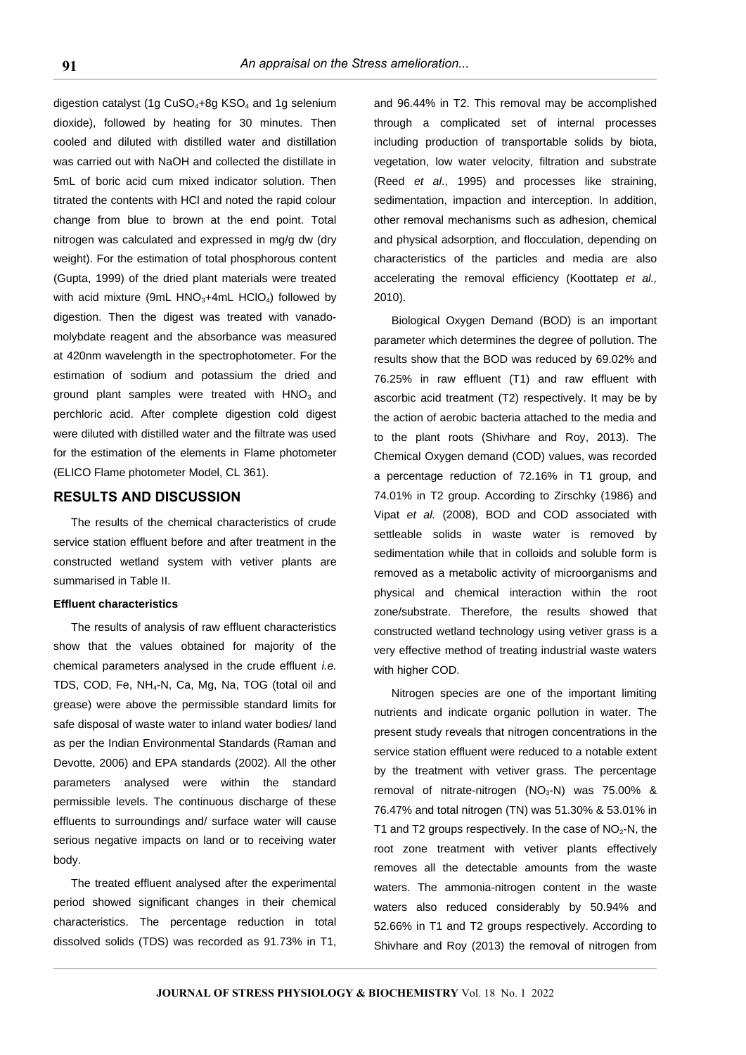digestion catalyst (1g $CuSO_4$+8g $KSO_4$ and 1g selenium dioxide), followed by heating for 30 minutes. Then cooled and diluted with distilled water and distillation was carried out with NaOH and collected the distillate in 5mL of boric acid cum mixed indicator solution. Then titrated the contents with HCl and noted the rapid colour change from blue to brown at the end point. Total nitrogen was calculated and expressed in mg/g dw (dry weight). For the estimation of total phosphorous content (Gupta, 1999) of the dried plant materials were treated with acid mixture (9mL $HNO_3$+4mL $HClO_4$) followed by digestion. Then the digest was treated with vanado-molybdate reagent and the absorbance was measured at 420nm wavelength in the spectrophotometer. For the estimation of sodium and potassium the dried and ground plant samples were treated with $HNO_3$ and perchloric acid. After complete digestion cold digest were diluted with distilled water and the filtrate was used for the estimation of the elements in Flame photometer (ELICO Flame photometer Model, CL 361).

## RESULTS AND DISCUSSION

The results of the chemical characteristics of crude service station effluent before and after treatment in the constructed wetland system with vetiver plants are summarised in Table II.

### Effluent characteristics

The results of analysis of raw effluent characteristics show that the values obtained for majority of the chemical parameters analysed in the crude effluent *i.e.* TDS, COD, Fe, $NH_4$-N, Ca, Mg, Na, TOG (total oil and grease) were above the permissible standard limits for safe disposal of waste water to inland water bodies/ land as per the Indian Environmental Standards (Raman and Devotte, 2006) and EPA standards (2002). All the other parameters analysed were within the standard permissible levels. The continuous discharge of these effluents to surroundings and/ surface water will cause serious negative impacts on land or to receiving water body.

The treated effluent analysed after the experimental period showed significant changes in their chemical characteristics. The percentage reduction in total dissolved solids (TDS) was recorded as 91.73% in T1, and 96.44% in T2. This removal may be accomplished through a complicated set of internal processes including production of transportable solids by biota, vegetation, low water velocity, filtration and substrate (Reed *et al*., 1995) and processes like straining, sedimentation, impaction and interception. In addition, other removal mechanisms such as adhesion, chemical and physical adsorption, and flocculation, depending on characteristics of the particles and media are also accelerating the removal efficiency (Koottatep *et al.,* 2010).

Biological Oxygen Demand (BOD) is an important parameter which determines the degree of pollution. The results show that the BOD was reduced by 69.02% and 76.25% in raw effluent (T1) and raw effluent with ascorbic acid treatment (T2) respectively. It may be by the action of aerobic bacteria attached to the media and to the plant roots (Shivhare and Roy, 2013). The Chemical Oxygen demand (COD) values, was recorded a percentage reduction of 72.16% in T1 group, and 74.01% in T2 group. According to Zirschky (1986) and Vipat *et al.* (2008), BOD and COD associated with settleable solids in waste water is removed by sedimentation while that in colloids and soluble form is removed as a metabolic activity of microorganisms and physical and chemical interaction within the root zone/substrate. Therefore, the results showed that constructed wetland technology using vetiver grass is a very effective method of treating industrial waste waters with higher COD.

Nitrogen species are one of the important limiting nutrients and indicate organic pollution in water. The present study reveals that nitrogen concentrations in the service station effluent were reduced to a notable extent by the treatment with vetiver grass. The percentage removal of nitrate-nitrogen ($NO_3$-N) was 75.00% & 76.47% and total nitrogen (TN) was 51.30% & 53.01% in T1 and T2 groups respectively. In the case of $NO_2$-N, the root zone treatment with vetiver plants effectively removes all the detectable amounts from the waste waters. The ammonia-nitrogen content in the waste waters also reduced considerably by 50.94% and 52.66% in T1 and T2 groups respectively. According to Shivhare and Roy (2013) the removal of nitrogen from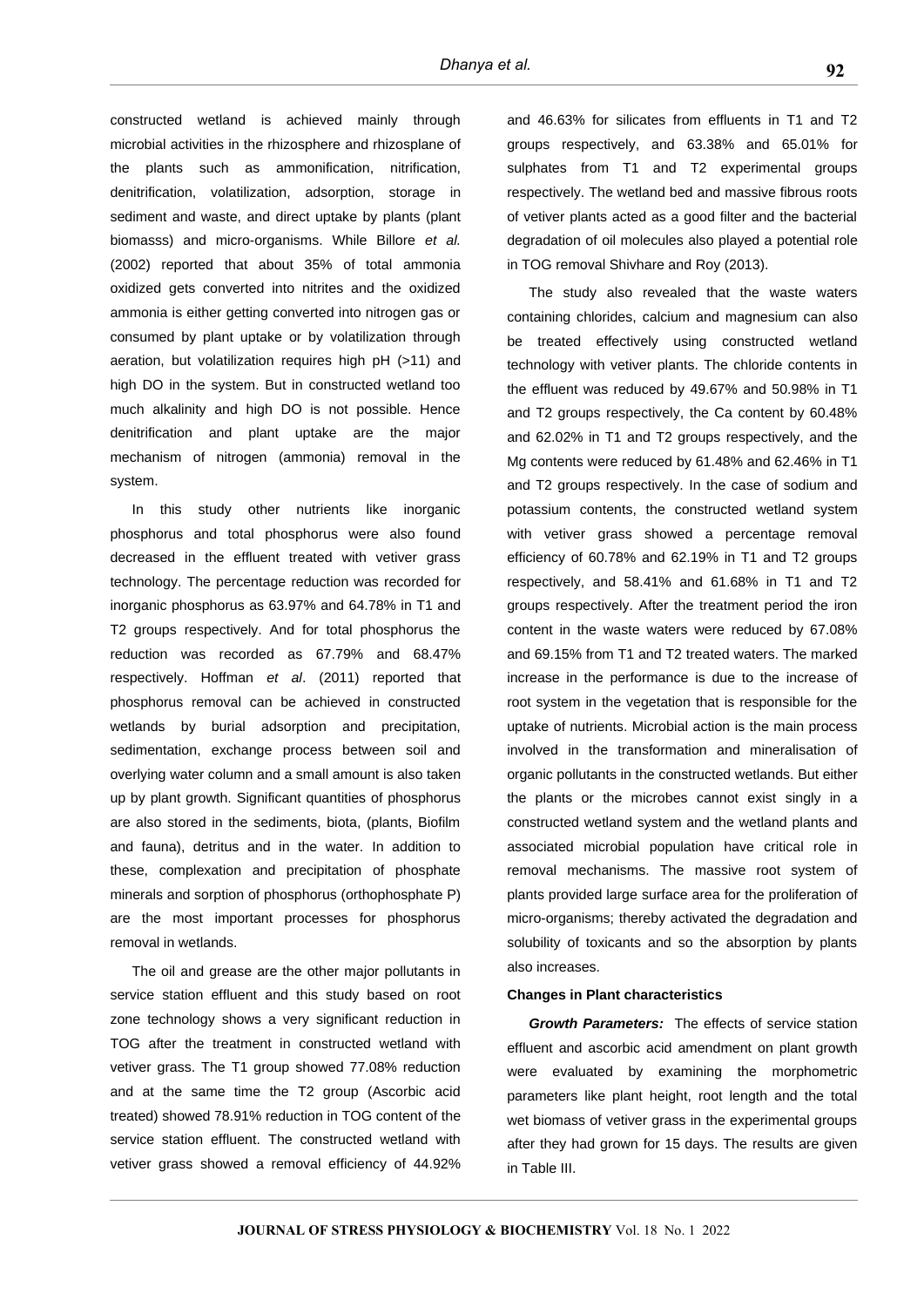constructed wetland is achieved mainly through microbial activities in the rhizosphere and rhizosplane of the plants such as ammonification, nitrification, denitrification, volatilization, adsorption, storage in sediment and waste, and direct uptake by plants (plant biomasss) and micro-organisms. While Billore *et al.* (2002) reported that about 35% of total ammonia oxidized gets converted into nitrites and the oxidized ammonia is either getting converted into nitrogen gas or consumed by plant uptake or by volatilization through aeration, but volatilization requires high pH (>11) and high DO in the system. But in constructed wetland too much alkalinity and high DO is not possible. Hence denitrification and plant uptake are the major mechanism of nitrogen (ammonia) removal in the system.

In this study other nutrients like inorganic phosphorus and total phosphorus were also found decreased in the effluent treated with vetiver grass technology. The percentage reduction was recorded for inorganic phosphorus as 63.97% and 64.78% in T1 and T2 groups respectively. And for total phosphorus the reduction was recorded as 67.79% and 68.47% respectively. Hoffman *et al*. (2011) reported that phosphorus removal can be achieved in constructed wetlands by burial adsorption and precipitation, sedimentation, exchange process between soil and overlying water column and a small amount is also taken up by plant growth. Significant quantities of phosphorus are also stored in the sediments, biota, (plants, Biofilm and fauna), detritus and in the water. In addition to these, complexation and precipitation of phosphate minerals and sorption of phosphorus (orthophosphate P) are the most important processes for phosphorus removal in wetlands.

The oil and grease are the other major pollutants in service station effluent and this study based on root zone technology shows a very significant reduction in TOG after the treatment in constructed wetland with vetiver grass. The T1 group showed 77.08% reduction and at the same time the T2 group (Ascorbic acid treated) showed 78.91% reduction in TOG content of the service station effluent. The constructed wetland with vetiver grass showed a removal efficiency of 44.92% and 46.63% for silicates from effluents in T1 and T2 groups respectively, and 63.38% and 65.01% for sulphates from T1 and T2 experimental groups respectively. The wetland bed and massive fibrous roots of vetiver plants acted as a good filter and the bacterial degradation of oil molecules also played a potential role in TOG removal Shivhare and Roy (2013).

The study also revealed that the waste waters containing chlorides, calcium and magnesium can also be treated effectively using constructed wetland technology with vetiver plants. The chloride contents in the effluent was reduced by 49.67% and 50.98% in T1 and T2 groups respectively, the Ca content by 60.48% and 62.02% in T1 and T2 groups respectively, and the Mg contents were reduced by 61.48% and 62.46% in T1 and T2 groups respectively. In the case of sodium and potassium contents, the constructed wetland system with vetiver grass showed a percentage removal efficiency of 60.78% and 62.19% in T1 and T2 groups respectively, and 58.41% and 61.68% in T1 and T2 groups respectively. After the treatment period the iron content in the waste waters were reduced by 67.08% and 69.15% from T1 and T2 treated waters. The marked increase in the performance is due to the increase of root system in the vegetation that is responsible for the uptake of nutrients. Microbial action is the main process involved in the transformation and mineralisation of organic pollutants in the constructed wetlands. But either the plants or the microbes cannot exist singly in a constructed wetland system and the wetland plants and associated microbial population have critical role in removal mechanisms. The massive root system of plants provided large surface area for the proliferation of micro-organisms; thereby activated the degradation and solubility of toxicants and so the absorption by plants also increases.

**Changes in Plant characteristics**

***Growth Parameters:*** The effects of service station effluent and ascorbic acid amendment on plant growth were evaluated by examining the morphometric parameters like plant height, root length and the total wet biomass of vetiver grass in the experimental groups after they had grown for 15 days. The results are given in Table III.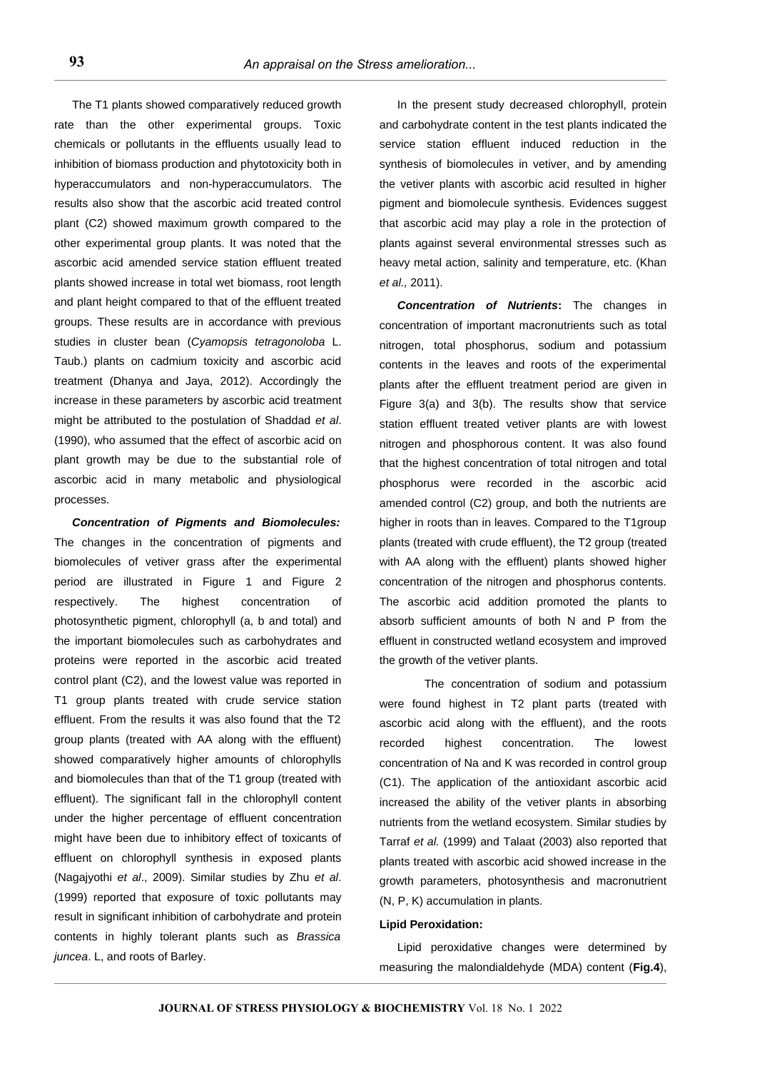The T1 plants showed comparatively reduced growth rate than the other experimental groups. Toxic chemicals or pollutants in the effluents usually lead to inhibition of biomass production and phytotoxicity both in hyperaccumulators and non-hyperaccumulators. The results also show that the ascorbic acid treated control plant (C2) showed maximum growth compared to the other experimental group plants. It was noted that the ascorbic acid amended service station effluent treated plants showed increase in total wet biomass, root length and plant height compared to that of the effluent treated groups. These results are in accordance with previous studies in cluster bean (*Cyamopsis tetragonoloba* L. Taub.) plants on cadmium toxicity and ascorbic acid treatment (Dhanya and Jaya, 2012). Accordingly the increase in these parameters by ascorbic acid treatment might be attributed to the postulation of Shaddad *et al*. (1990), who assumed that the effect of ascorbic acid on plant growth may be due to the substantial role of ascorbic acid in many metabolic and physiological processes.

***Concentration of Pigments and Biomolecules:*** The changes in the concentration of pigments and biomolecules of vetiver grass after the experimental period are illustrated in Figure 1 and Figure 2 respectively. The highest concentration of photosynthetic pigment, chlorophyll (a, b and total) and the important biomolecules such as carbohydrates and proteins were reported in the ascorbic acid treated control plant (C2), and the lowest value was reported in T1 group plants treated with crude service station effluent. From the results it was also found that the T2 group plants (treated with AA along with the effluent) showed comparatively higher amounts of chlorophylls and biomolecules than that of the T1 group (treated with effluent). The significant fall in the chlorophyll content under the higher percentage of effluent concentration might have been due to inhibitory effect of toxicants of effluent on chlorophyll synthesis in exposed plants (Nagajyothi *et al*., 2009). Similar studies by Zhu *et al*. (1999) reported that exposure of toxic pollutants may result in significant inhibition of carbohydrate and protein contents in highly tolerant plants such as *Brassica juncea*. L, and roots of Barley.

In the present study decreased chlorophyll, protein and carbohydrate content in the test plants indicated the service station effluent induced reduction in the synthesis of biomolecules in vetiver, and by amending the vetiver plants with ascorbic acid resulted in higher pigment and biomolecule synthesis. Evidences suggest that ascorbic acid may play a role in the protection of plants against several environmental stresses such as heavy metal action, salinity and temperature, etc. (Khan *et al.,* 2011).

***Concentration of Nutrients*:** The changes in concentration of important macronutrients such as total nitrogen, total phosphorus, sodium and potassium contents in the leaves and roots of the experimental plants after the effluent treatment period are given in Figure 3(a) and 3(b). The results show that service station effluent treated vetiver plants are with lowest nitrogen and phosphorous content. It was also found that the highest concentration of total nitrogen and total phosphorus were recorded in the ascorbic acid amended control (C2) group, and both the nutrients are higher in roots than in leaves. Compared to the T1group plants (treated with crude effluent), the T2 group (treated with AA along with the effluent) plants showed higher concentration of the nitrogen and phosphorus contents. The ascorbic acid addition promoted the plants to absorb sufficient amounts of both N and P from the effluent in constructed wetland ecosystem and improved the growth of the vetiver plants.

The concentration of sodium and potassium were found highest in T2 plant parts (treated with ascorbic acid along with the effluent), and the roots recorded highest concentration. The lowest concentration of Na and K was recorded in control group (C1). The application of the antioxidant ascorbic acid increased the ability of the vetiver plants in absorbing nutrients from the wetland ecosystem. Similar studies by Tarraf *et al.* (1999) and Talaat (2003) also reported that plants treated with ascorbic acid showed increase in the growth parameters, photosynthesis and macronutrient (N, P, K) accumulation in plants.

**Lipid Peroxidation:**

Lipid peroxidative changes were determined by measuring the malondialdehyde (MDA) content (**Fig.4**),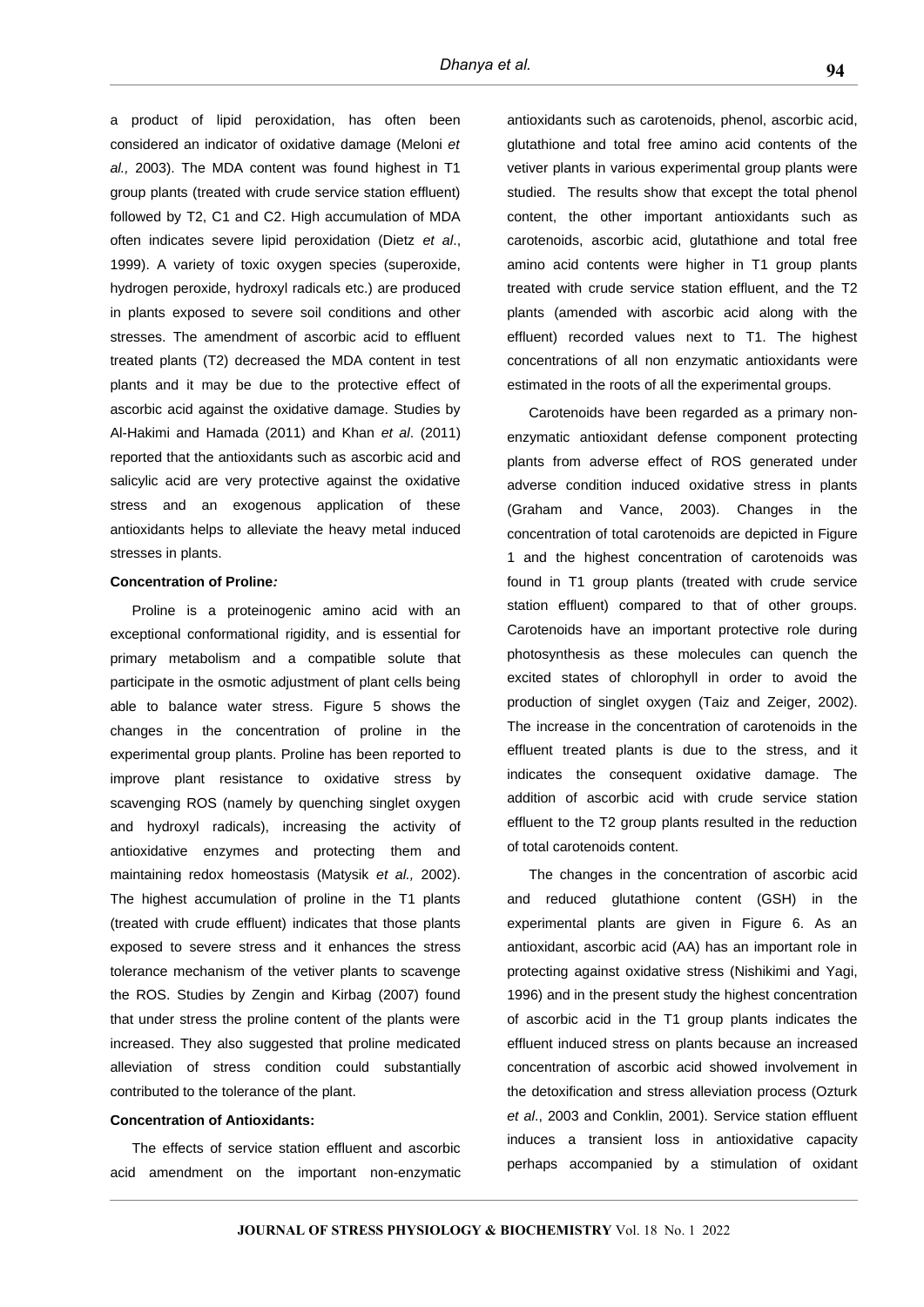a product of lipid peroxidation, has often been considered an indicator of oxidative damage (Meloni *et al.,* 2003). The MDA content was found highest in T1 group plants (treated with crude service station effluent) followed by T2, C1 and C2. High accumulation of MDA often indicates severe lipid peroxidation (Dietz *et al*., 1999). A variety of toxic oxygen species (superoxide, hydrogen peroxide, hydroxyl radicals etc.) are produced in plants exposed to severe soil conditions and other stresses. The amendment of ascorbic acid to effluent treated plants (T2) decreased the MDA content in test plants and it may be due to the protective effect of ascorbic acid against the oxidative damage. Studies by Al-Hakimi and Hamada (2011) and Khan *et al*. (2011) reported that the antioxidants such as ascorbic acid and salicylic acid are very protective against the oxidative stress and an exogenous application of these antioxidants helps to alleviate the heavy metal induced stresses in plants.

**Concentration of Proline*:***

Proline is a proteinogenic amino acid with an exceptional conformational rigidity, and is essential for primary metabolism and a compatible solute that participate in the osmotic adjustment of plant cells being able to balance water stress. Figure 5 shows the changes in the concentration of proline in the experimental group plants. Proline has been reported to improve plant resistance to oxidative stress by scavenging ROS (namely by quenching singlet oxygen and hydroxyl radicals), increasing the activity of antioxidative enzymes and protecting them and maintaining redox homeostasis (Matysik *et al.,* 2002). The highest accumulation of proline in the T1 plants (treated with crude effluent) indicates that those plants exposed to severe stress and it enhances the stress tolerance mechanism of the vetiver plants to scavenge the ROS. Studies by Zengin and Kirbag (2007) found that under stress the proline content of the plants were increased. They also suggested that proline medicated alleviation of stress condition could substantially contributed to the tolerance of the plant.

**Concentration of Antioxidants:**

The effects of service station effluent and ascorbic acid amendment on the important non-enzymatic antioxidants such as carotenoids, phenol, ascorbic acid, glutathione and total free amino acid contents of the vetiver plants in various experimental group plants were studied. The results show that except the total phenol content, the other important antioxidants such as carotenoids, ascorbic acid, glutathione and total free amino acid contents were higher in T1 group plants treated with crude service station effluent, and the T2 plants (amended with ascorbic acid along with the effluent) recorded values next to T1. The highest concentrations of all non enzymatic antioxidants were estimated in the roots of all the experimental groups.

Carotenoids have been regarded as a primary non-enzymatic antioxidant defense component protecting plants from adverse effect of ROS generated under adverse condition induced oxidative stress in plants (Graham and Vance, 2003). Changes in the concentration of total carotenoids are depicted in Figure 1 and the highest concentration of carotenoids was found in T1 group plants (treated with crude service station effluent) compared to that of other groups. Carotenoids have an important protective role during photosynthesis as these molecules can quench the excited states of chlorophyll in order to avoid the production of singlet oxygen (Taiz and Zeiger, 2002). The increase in the concentration of carotenoids in the effluent treated plants is due to the stress, and it indicates the consequent oxidative damage. The addition of ascorbic acid with crude service station effluent to the T2 group plants resulted in the reduction of total carotenoids content.

The changes in the concentration of ascorbic acid and reduced glutathione content (GSH) in the experimental plants are given in Figure 6. As an antioxidant, ascorbic acid (AA) has an important role in protecting against oxidative stress (Nishikimi and Yagi, 1996) and in the present study the highest concentration of ascorbic acid in the T1 group plants indicates the effluent induced stress on plants because an increased concentration of ascorbic acid showed involvement in the detoxification and stress alleviation process (Ozturk *et al*., 2003 and Conklin, 2001). Service station effluent induces a transient loss in antioxidative capacity perhaps accompanied by a stimulation of oxidant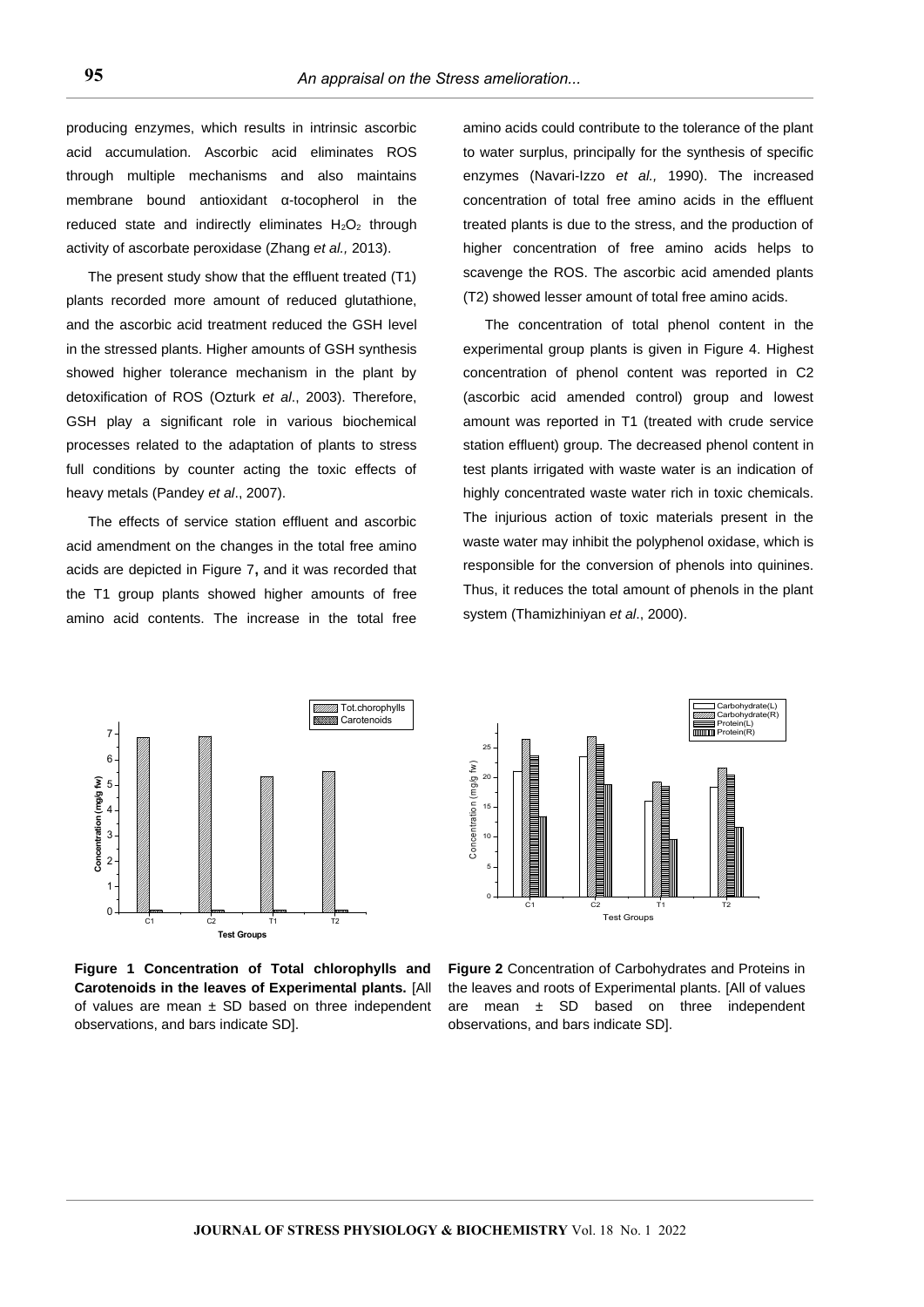producing enzymes, which results in intrinsic ascorbic acid accumulation. Ascorbic acid eliminates ROS through multiple mechanisms and also maintains membrane bound antioxidant α-tocopherol in the reduced state and indirectly eliminates $H_2O_2$ through activity of ascorbate peroxidase (Zhang *et al.,* 2013).

The present study show that the effluent treated (T1) plants recorded more amount of reduced glutathione, and the ascorbic acid treatment reduced the GSH level in the stressed plants. Higher amounts of GSH synthesis showed higher tolerance mechanism in the plant by detoxification of ROS (Ozturk *et al*., 2003). Therefore, GSH play a significant role in various biochemical processes related to the adaptation of plants to stress full conditions by counter acting the toxic effects of heavy metals (Pandey *et al*., 2007).

The effects of service station effluent and ascorbic acid amendment on the changes in the total free amino acids are depicted in Figure 7**,** and it was recorded that the T1 group plants showed higher amounts of free amino acid contents. The increase in the total free amino acids could contribute to the tolerance of the plant to water surplus, principally for the synthesis of specific enzymes (Navari-Izzo *et al.,* 1990). The increased concentration of total free amino acids in the effluent treated plants is due to the stress, and the production of higher concentration of free amino acids helps to scavenge the ROS. The ascorbic acid amended plants (T2) showed lesser amount of total free amino acids.

The concentration of total phenol content in the experimental group plants is given in Figure 4. Highest concentration of phenol content was reported in C2 (ascorbic acid amended control) group and lowest amount was reported in T1 (treated with crude service station effluent) group. The decreased phenol content in test plants irrigated with waste water is an indication of highly concentrated waste water rich in toxic chemicals. The injurious action of toxic materials present in the waste water may inhibit the polyphenol oxidase, which is responsible for the conversion of phenols into quinines. Thus, it reduces the total amount of phenols in the plant system (Thamizhiniyan *et al*., 2000).

**Figure 1 Concentration of Total chlorophylls and Carotenoids in the leaves of Experimental plants.** [All of values are mean ± SD based on three independent observations, and bars indicate SD].

**Figure 2** Concentration of Carbohydrates and Proteins in the leaves and roots of Experimental plants. [All of values are mean ± SD based on three independent observations, and bars indicate SD].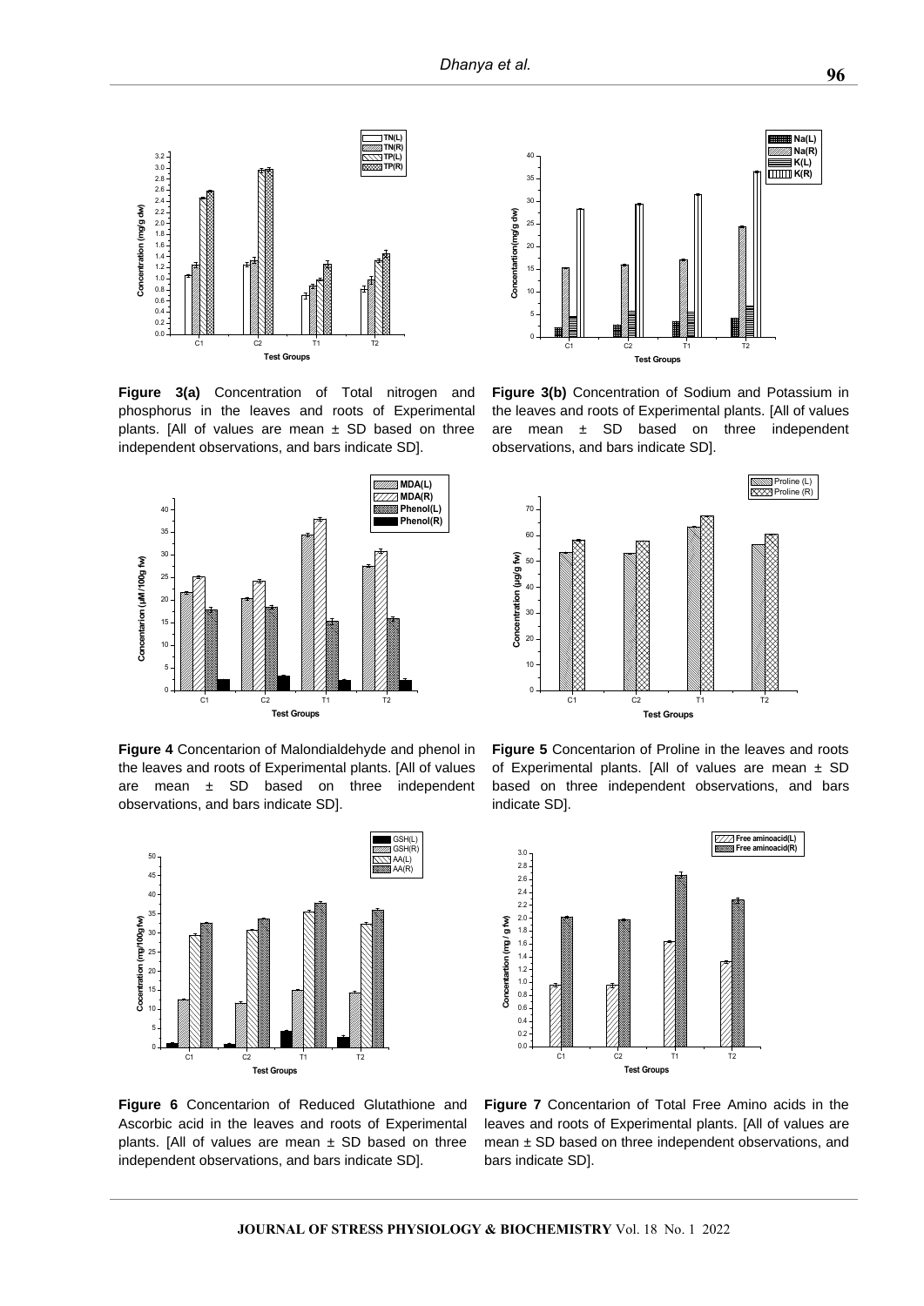**Figure 3(a)** Concentration of Total nitrogen and phosphorus in the leaves and roots of Experimental plants. [All of values are mean ± SD based on three independent observations, and bars indicate SD].

**Figure 3(b)** Concentration of Sodium and Potassium in the leaves and roots of Experimental plants. [All of values are mean ± SD based on three independent observations, and bars indicate SD].

**Figure 4** Concentarion of Malondialdehyde and phenol in the leaves and roots of Experimental plants. [All of values are mean ± SD based on three independent observations, and bars indicate SD].

**Figure 5** Concentarion of Proline in the leaves and roots of Experimental plants. [All of values are mean ± SD based on three independent observations, and bars indicate SD].

**Figure 6** Concentarion of Reduced Glutathione and Ascorbic acid in the leaves and roots of Experimental plants. [All of values are mean ± SD based on three independent observations, and bars indicate SD].

**Figure 7** Concentarion of Total Free Amino acids in the leaves and roots of Experimental plants. [All of values are mean ± SD based on three independent observations, and bars indicate SD].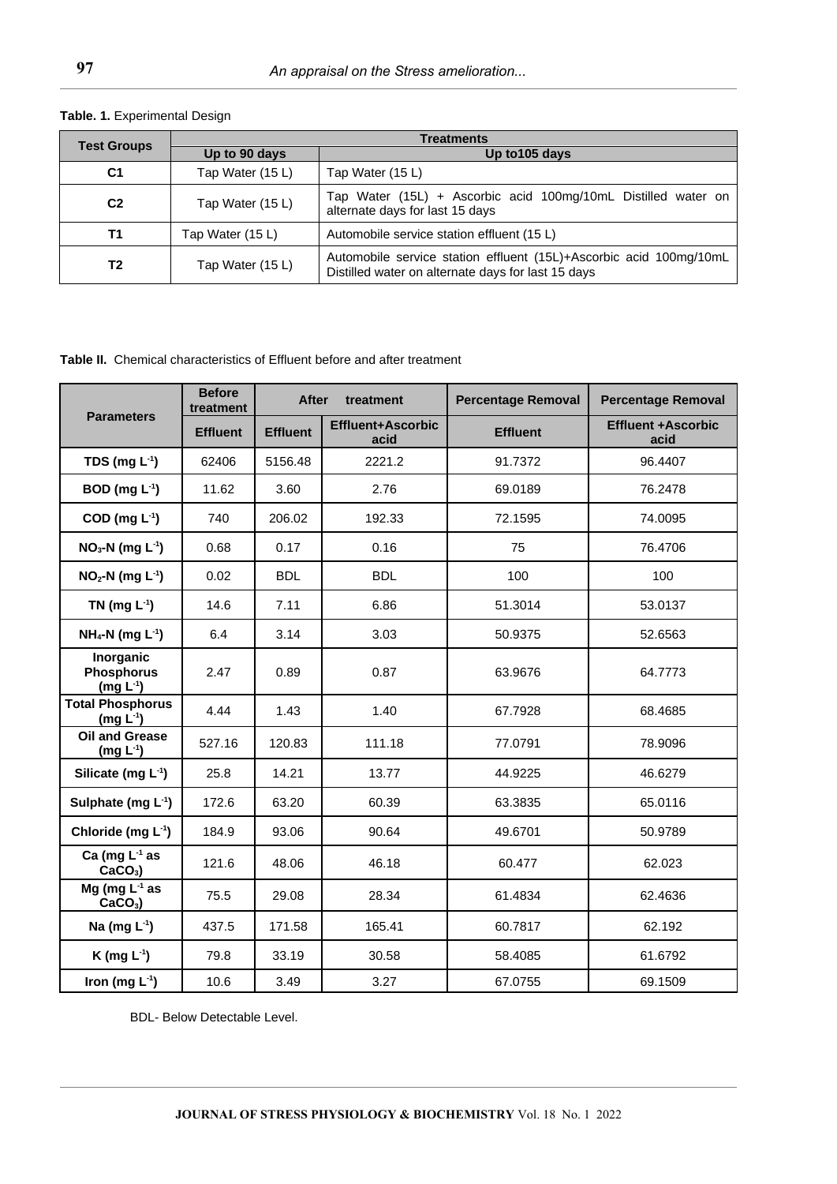**Table. 1.** Experimental Design

| Test Groups | Treatments | |
|---|---|---|
| | Up to 90 days | Up to105 days |
| **C1** | Tap Water (15 L) | Tap Water (15 L) |
| **C2** | Tap Water (15 L) | Tap Water (15L) + Ascorbic acid 100mg/10mL Distilled water on alternate days for last 15 days |
| **T1** | Tap Water (15 L) | Automobile service station effluent (15 L) |
| **T2** | Tap Water (15 L) | Automobile service station effluent (15L)+Ascorbic acid 100mg/10mL Distilled water on alternate days for last 15 days |

**Table II.** Chemical characteristics of Effluent before and after treatment

| Parameters | Before treatment | After treatment | | Percentage Removal | Percentage Removal |
|---|---|---|---|---|---|
| | Effluent | Effluent | Effluent+Ascorbic acid | Effluent | Effluent +Ascorbic acid |
| **TDS (mg $L^{-1}$)** | 62406 | 5156.48 | 2221.2 | 91.7372 | 96.4407 |
| **BOD (mg $L^{-1}$)** | 11.62 | 3.60 | 2.76 | 69.0189 | 76.2478 |
| **COD (mg $L^{-1}$)** | 740 | 206.02 | 192.33 | 72.1595 | 74.0095 |
| **$NO_3$-N (mg $L^{-1}$)** | 0.68 | 0.17 | 0.16 | 75 | 76.4706 |
| **$NO_2$-N (mg $L^{-1}$)** | 0.02 | BDL | BDL | 100 | 100 |
| **TN (mg $L^{-1}$)** | 14.6 | 7.11 | 6.86 | 51.3014 | 53.0137 |
| **$NH_4$-N (mg $L^{-1}$)** | 6.4 | 3.14 | 3.03 | 50.9375 | 52.6563 |
| **Inorganic Phosphorus (mg $L^{-1}$)** | 2.47 | 0.89 | 0.87 | 63.9676 | 64.7773 |
| **Total Phosphorus (mg $L^{-1}$)** | 4.44 | 1.43 | 1.40 | 67.7928 | 68.4685 |
| **Oil and Grease (mg $L^{-1}$)** | 527.16 | 120.83 | 111.18 | 77.0791 | 78.9096 |
| **Silicate (mg $L^{-1}$)** | 25.8 | 14.21 | 13.77 | 44.9225 | 46.6279 |
| **Sulphate (mg $L^{-1}$)** | 172.6 | 63.20 | 60.39 | 63.3835 | 65.0116 |
| **Chloride (mg $L^{-1}$)** | 184.9 | 93.06 | 90.64 | 49.6701 | 50.9789 |
| **Ca (mg $L^{-1}$ as $CaCO_3$)** | 121.6 | 48.06 | 46.18 | 60.477 | 62.023 |
| **Mg (mg $L^{-1}$ as $CaCO_3$)** | 75.5 | 29.08 | 28.34 | 61.4834 | 62.4636 |
| **Na (mg $L^{-1}$)** | 437.5 | 171.58 | 165.41 | 60.7817 | 62.192 |
| **K (mg $L^{-1}$)** | 79.8 | 33.19 | 30.58 | 58.4085 | 61.6792 |
| **Iron (mg $L^{-1}$)** | 10.6 | 3.49 | 3.27 | 67.0755 | 69.1509 |

BDL- Below Detectable Level.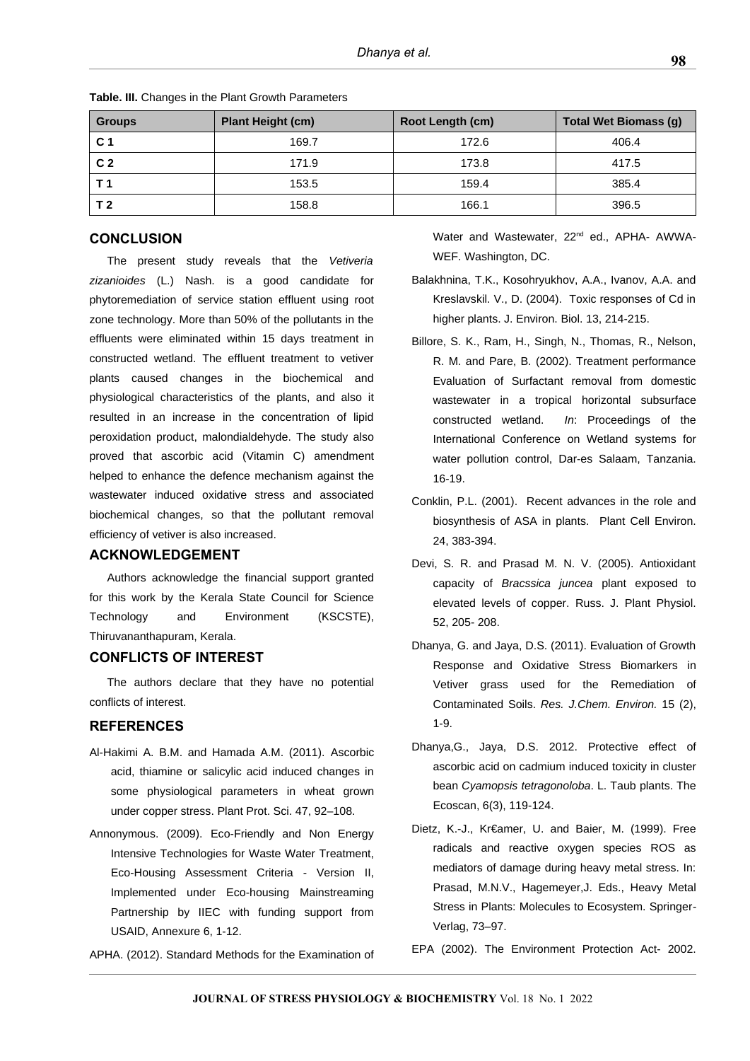**Table. III.** Changes in the Plant Growth Parameters

| Groups | Plant Height (cm) | Root Length (cm) | Total Wet Biomass (g) |
|---|---|---|---|
| C 1 | 169.7 | 172.6 | 406.4 |
| C 2 | 171.9 | 173.8 | 417.5 |
| T 1 | 153.5 | 159.4 | 385.4 |
| T 2 | 158.8 | 166.1 | 396.5 |

## CONCLUSION

The present study reveals that the *Vetiveria zizanioides* (L.) Nash. is a good candidate for phytoremediation of service station effluent using root zone technology. More than 50% of the pollutants in the effluents were eliminated within 15 days treatment in constructed wetland. The effluent treatment to vetiver plants caused changes in the biochemical and physiological characteristics of the plants, and also it resulted in an increase in the concentration of lipid peroxidation product, malondialdehyde. The study also proved that ascorbic acid (Vitamin C) amendment helped to enhance the defence mechanism against the wastewater induced oxidative stress and associated biochemical changes, so that the pollutant removal efficiency of vetiver is also increased.

## ACKNOWLEDGEMENT

Authors acknowledge the financial support granted for this work by the Kerala State Council for Science Technology and Environment (KSCSTE), Thiruvananthapuram, Kerala.

## CONFLICTS OF INTEREST

The authors declare that they have no potential conflicts of interest.

## REFERENCES

Al-Hakimi A. B.M. and Hamada A.M. (2011). Ascorbic acid, thiamine or salicylic acid induced changes in some physiological parameters in wheat grown under copper stress. Plant Prot. Sci. 47, 92–108.

Annonymous. (2009). Eco-Friendly and Non Energy Intensive Technologies for Waste Water Treatment, Eco-Housing Assessment Criteria - Version II, Implemented under Eco-housing Mainstreaming Partnership by IIEC with funding support from USAID, Annexure 6, 1-12.

APHA. (2012). Standard Methods for the Examination of Water and Wastewater, 22nd ed., APHA- AWWA-WEF. Washington, DC.

Balakhnina, T.K., Kosohryukhov, A.A., Ivanov, A.A. and Kreslavskil. V., D. (2004). Toxic responses of Cd in higher plants. J. Environ. Biol. 13, 214-215.

Billore, S. K., Ram, H., Singh, N., Thomas, R., Nelson, R. M. and Pare, B. (2002). Treatment performance Evaluation of Surfactant removal from domestic wastewater in a tropical horizontal subsurface constructed wetland. *In*: Proceedings of the International Conference on Wetland systems for water pollution control, Dar-es Salaam, Tanzania. 16-19.

Conklin, P.L. (2001). Recent advances in the role and biosynthesis of ASA in plants. Plant Cell Environ. 24, 383-394.

Devi, S. R. and Prasad M. N. V. (2005). Antioxidant capacity of *Bracssica juncea* plant exposed to elevated levels of copper. Russ. J. Plant Physiol. 52, 205- 208.

Dhanya, G. and Jaya, D.S. (2011). Evaluation of Growth Response and Oxidative Stress Biomarkers in Vetiver grass used for the Remediation of Contaminated Soils. *Res. J.Chem. Environ.* 15 (2), 1-9.

Dhanya,G., Jaya, D.S. 2012. Protective effect of ascorbic acid on cadmium induced toxicity in cluster bean *Cyamopsis tetragonoloba*. L. Taub plants. The Ecoscan, 6(3), 119-124.

Dietz, K.-J., Kr€amer, U. and Baier, M. (1999). Free radicals and reactive oxygen species ROS as mediators of damage during heavy metal stress. In: Prasad, M.N.V., Hagemeyer,J. Eds., Heavy Metal Stress in Plants: Molecules to Ecosystem. Springer-Verlag, 73–97.

EPA (2002). The Environment Protection Act- 2002.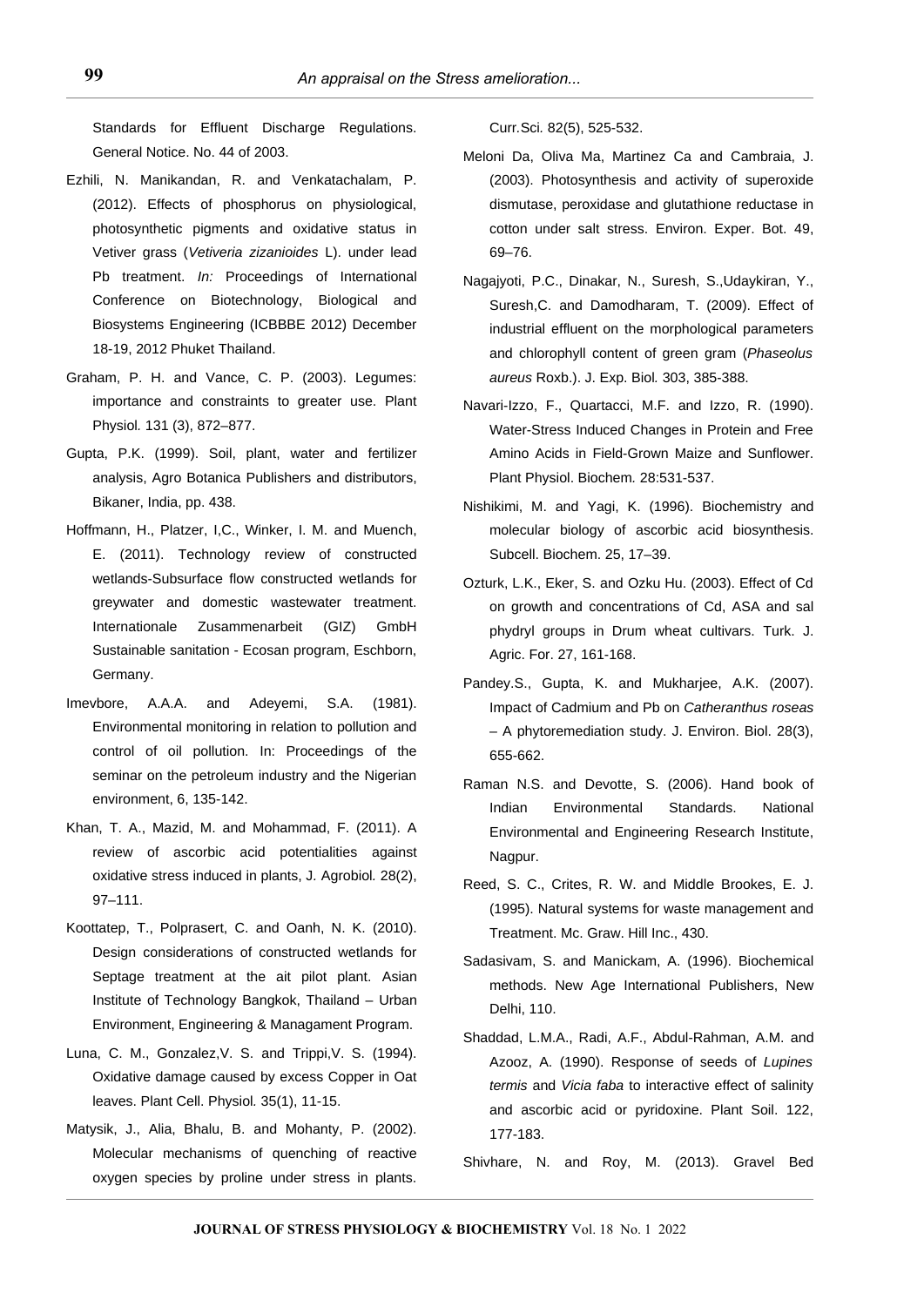Standards for Effluent Discharge Regulations. General Notice. No. 44 of 2003.

Ezhili, N. Manikandan, R. and Venkatachalam, P. (2012). Effects of phosphorus on physiological, photosynthetic pigments and oxidative status in Vetiver grass (*Vetiveria zizanioides* L). under lead Pb treatment. *In:* Proceedings of International Conference on Biotechnology, Biological and Biosystems Engineering (ICBBBE 2012) December 18-19, 2012 Phuket Thailand.

Graham, P. H. and Vance, C. P. (2003). Legumes: importance and constraints to greater use. Plant Physiol*.* 131 (3), 872–877.

Gupta, P.K. (1999). Soil, plant, water and fertilizer analysis, Agro Botanica Publishers and distributors, Bikaner, India, pp. 438.

Hoffmann, H., Platzer, I,C., Winker, I. M. and Muench, E. (2011). Technology review of constructed wetlands-Subsurface flow constructed wetlands for greywater and domestic wastewater treatment. Internationale Zusammenarbeit (GIZ) GmbH Sustainable sanitation - Ecosan program, Eschborn, Germany.

Imevbore, A.A.A. and Adeyemi, S.A. (1981). Environmental monitoring in relation to pollution and control of oil pollution. In: Proceedings of the seminar on the petroleum industry and the Nigerian environment, 6, 135-142.

Khan, T. A., Mazid, M. and Mohammad, F. (2011). A review of ascorbic acid potentialities against oxidative stress induced in plants, J. Agrobiol*.* 28(2), 97–111.

Koottatep, T., Polprasert, C. and Oanh, N. K. (2010). Design considerations of constructed wetlands for Septage treatment at the ait pilot plant. Asian Institute of Technology Bangkok, Thailand – Urban Environment, Engineering & Managament Program.

Luna, C. M., Gonzalez,V. S. and Trippi,V. S. (1994). Oxidative damage caused by excess Copper in Oat leaves. Plant Cell. Physiol*.* 35(1), 11-15.

Matysik, J., Alia, Bhalu, B. and Mohanty, P. (2002). Molecular mechanisms of quenching of reactive oxygen species by proline under stress in plants. Curr.Sci*.* 82(5), 525-532.

Meloni Da, Oliva Ma, Martinez Ca and Cambraia, J. (2003). Photosynthesis and activity of superoxide dismutase, peroxidase and glutathione reductase in cotton under salt stress. Environ. Exper. Bot. 49, 69–76.

Nagajyoti, P.C., Dinakar, N., Suresh, S.,Udaykiran, Y., Suresh,C. and Damodharam, T. (2009). Effect of industrial effluent on the morphological parameters and chlorophyll content of green gram (*Phaseolus aureus* Roxb.). J. Exp. Biol*.* 303, 385-388.

Navari-Izzo, F., Quartacci, M.F. and Izzo, R. (1990). Water-Stress Induced Changes in Protein and Free Amino Acids in Field-Grown Maize and Sunflower. Plant Physiol. Biochem*.* 28:531-537.

Nishikimi, M. and Yagi, K. (1996). Biochemistry and molecular biology of ascorbic acid biosynthesis. Subcell. Biochem. 25, 17–39.

Ozturk, L.K., Eker, S. and Ozku Hu. (2003). Effect of Cd on growth and concentrations of Cd, ASA and sal phydryl groups in Drum wheat cultivars. Turk. J. Agric. For. 27, 161-168.

Pandey.S., Gupta, K. and Mukharjee, A.K. (2007). Impact of Cadmium and Pb on *Catheranthus roseas* – A phytoremediation study. J. Environ. Biol*.* 28(3), 655-662.

Raman N.S. and Devotte, S. (2006). Hand book of Indian Environmental Standards. National Environmental and Engineering Research Institute, Nagpur.

Reed, S. C., Crites, R. W. and Middle Brookes, E. J. (1995). Natural systems for waste management and Treatment. Mc. Graw. Hill Inc., 430.

Sadasivam, S. and Manickam, A. (1996). Biochemical methods. New Age International Publishers, New Delhi, 110.

Shaddad, L.M.A., Radi, A.F., Abdul-Rahman, A.M. and Azooz, A. (1990). Response of seeds of *Lupines termis* and *Vicia faba* to interactive effect of salinity and ascorbic acid or pyridoxine. Plant Soil. 122, 177-183.

Shivhare, N. and Roy, M. (2013). Gravel Bed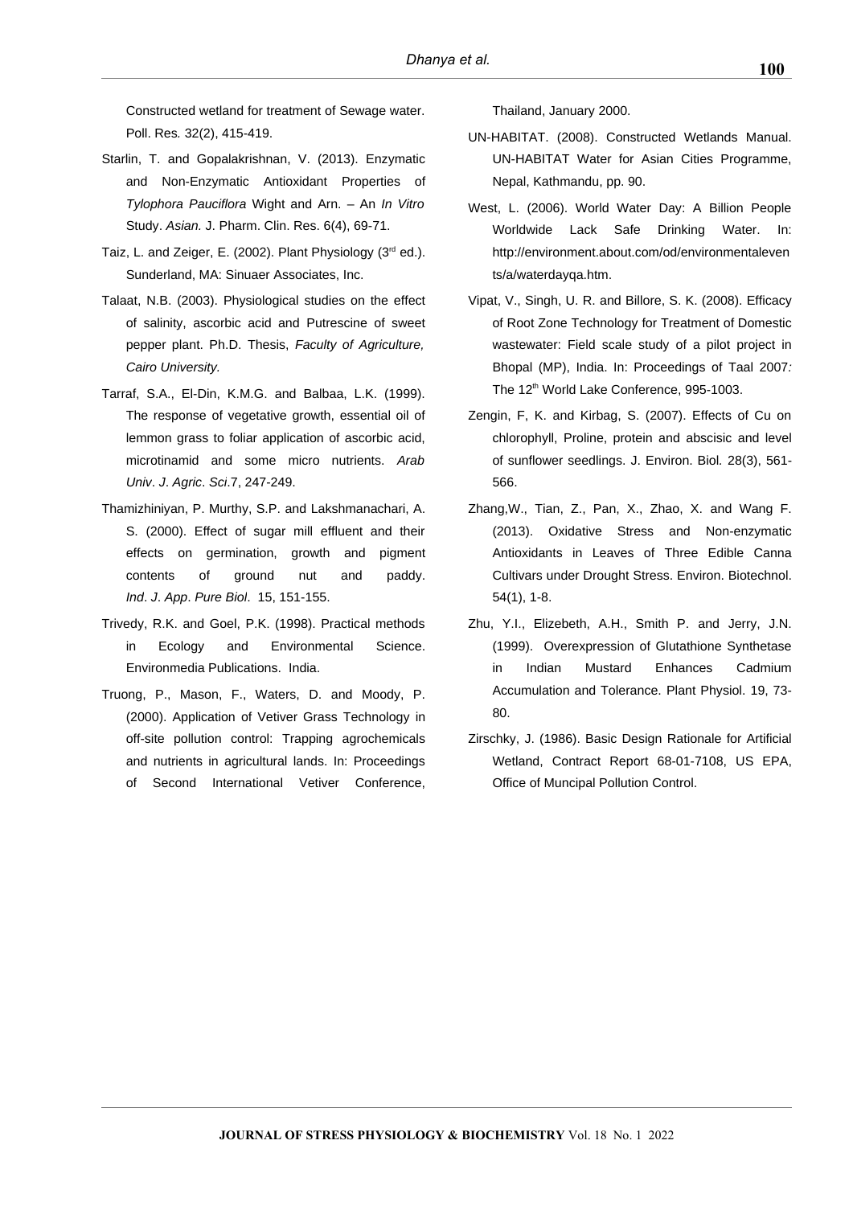Constructed wetland for treatment of Sewage water. Poll. Res*.* 32(2), 415-419.

Starlin, T. and Gopalakrishnan, V. (2013). Enzymatic and Non-Enzymatic Antioxidant Properties of *Tylophora Pauciflora* Wight and Arn. – An *In Vitro* Study. *Asian.* J. Pharm. Clin. Res. 6(4), 69-71.

Taiz, L. and Zeiger, E. (2002). Plant Physiology (3[rd] ed.). Sunderland, MA: Sinuaer Associates, Inc.

Talaat, N.B. (2003). Physiological studies on the effect of salinity, ascorbic acid and Putrescine of sweet pepper plant. Ph.D. Thesis, *Faculty of Agriculture, Cairo University.*

Tarraf, S.A., El-Din, K.M.G. and Balbaa, L.K. (1999). The response of vegetative growth, essential oil of lemmon grass to foliar application of ascorbic acid, microtinamid and some micro nutrients. *Arab Univ*. *J*. *Agric*. *Sci*.7, 247-249.

Thamizhiniyan, P. Murthy, S.P. and Lakshmanachari, A. S. (2000). Effect of sugar mill effluent and their effects on germination, growth and pigment contents of ground nut and paddy. *Ind*. *J*. *App*. *Pure Biol*. 15, 151-155.

Trivedy, R.K. and Goel, P.K. (1998). Practical methods in Ecology and Environmental Science. Environmedia Publications. India.

Truong, P., Mason, F., Waters, D. and Moody, P. (2000). Application of Vetiver Grass Technology in off-site pollution control: Trapping agrochemicals and nutrients in agricultural lands. In: Proceedings of Second International Vetiver Conference, Thailand, January 2000.

UN-HABITAT. (2008). Constructed Wetlands Manual. UN-HABITAT Water for Asian Cities Programme, Nepal, Kathmandu, pp. 90.

West, L. (2006). World Water Day: A Billion People Worldwide Lack Safe Drinking Water. In: http://environment.about.com/od/environmentalevents/a/waterdayqa.htm.

Vipat, V., Singh, U. R. and Billore, S. K. (2008). Efficacy of Root Zone Technology for Treatment of Domestic wastewater: Field scale study of a pilot project in Bhopal (MP), India. In: Proceedings of Taal 2007*:* The 12[th] World Lake Conference, 995-1003.

Zengin, F, K. and Kirbag, S. (2007). Effects of Cu on chlorophyll, Proline, protein and abscisic and level of sunflower seedlings. J. Environ. Biol*.* 28(3), 561-566.

Zhang,W., Tian, Z., Pan, X., Zhao, X. and Wang F. (2013). Oxidative Stress and Non-enzymatic Antioxidants in Leaves of Three Edible Canna Cultivars under Drought Stress. Environ. Biotechnol. 54(1), 1-8.

Zhu, Y.I., Elizebeth, A.H., Smith P. and Jerry, J.N. (1999). Overexpression of Glutathione Synthetase in Indian Mustard Enhances Cadmium Accumulation and Tolerance. Plant Physiol. 19, 73-80.

Zirschky, J. (1986). Basic Design Rationale for Artificial Wetland, Contract Report 68-01-7108, US EPA, Office of Muncipal Pollution Control.